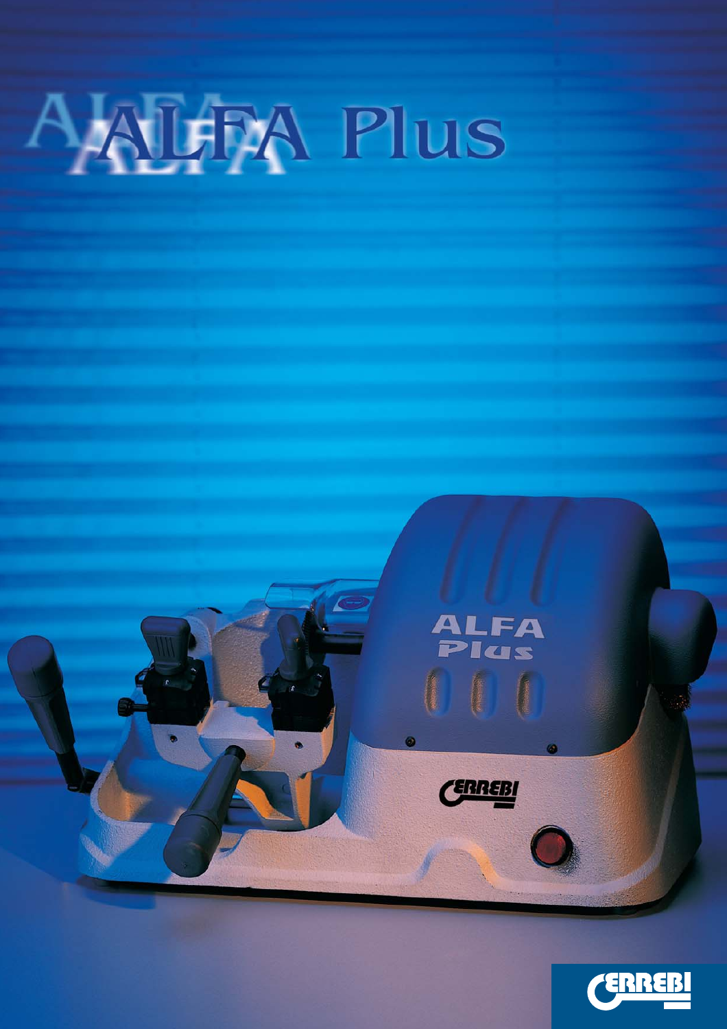# ALFA Plus

ERREBI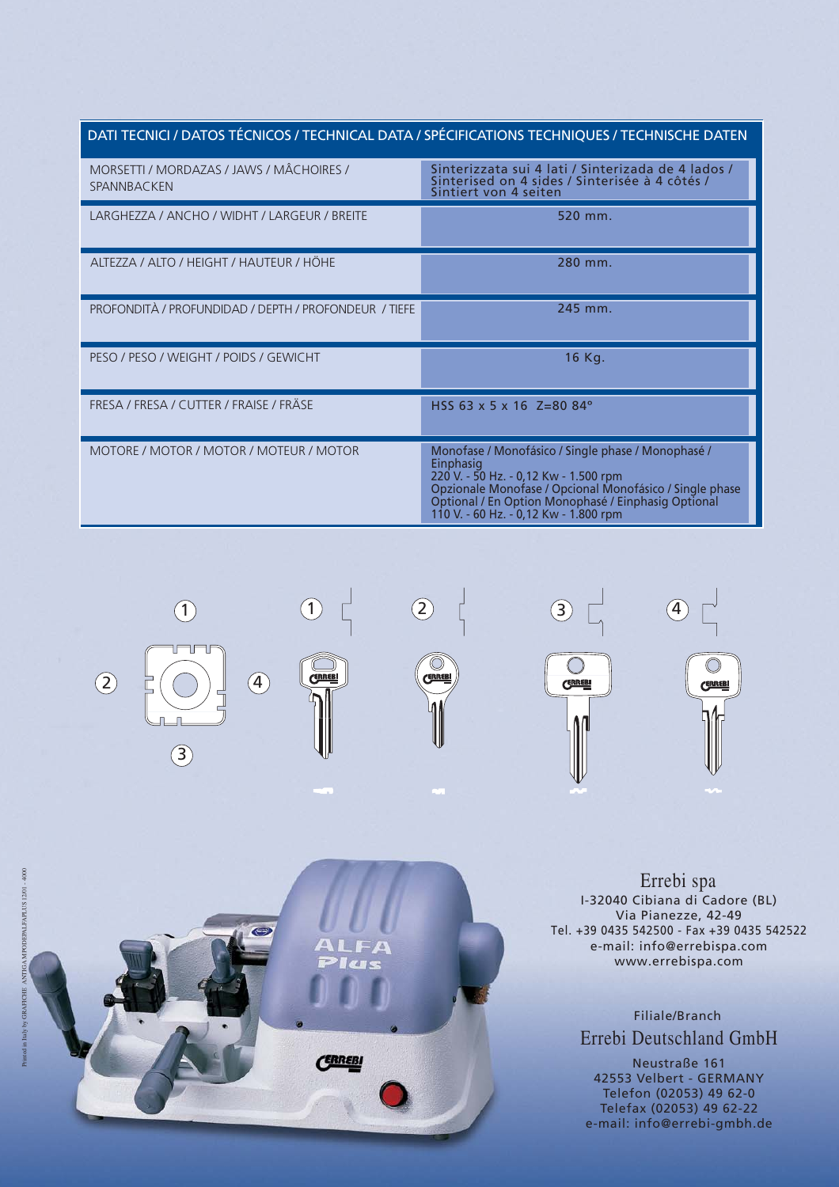| DATI TECNICI / DATOS TÉCNICOS / TECHNICAL DATA / SPÉCIFICATIONS TECHNIQUES / TECHNISCHE DATEN | |
|---|---|
| MORSETTI / MORDAZAS / JAWS / MÂCHOIRES / SPANNBACKEN | Sinterizzata sui 4 lati / Sinterizada de 4 lados / Sinterised on 4 sides / Sinterisée à 4 côtés / Sintiert von 4 seiten |
| LARGHEZZA / ANCHO / WIDHT / LARGEUR / BREITE | 520 mm. |
| ALTEZZA / ALTO / HEIGHT / HAUTEUR / HÖHE | 280 mm. |
| PROFONDITÀ / PROFUNDIDAD / DEPTH / PROFONDEUR / TIEFE | 245 mm. |
| PESO / PESO / WEIGHT / POIDS / GEWICHT | 16 Kg. |
| FRESA / FRESA / CUTTER / FRAISE / FRÄSE | HSS 63 x 5 x 16 Z=80 84° |
| MOTORE / MOTOR / MOTOR / MOTEUR / MOTOR | Monofase / Monofásico / Single phase / Monophasé / Einphasig<br>220 V. - 50 Hz. - 0,12 Kw - 1.500 rpm<br>Opzionale Monofase / Opcional Monofásico / Single phase Optional / En Option Monophasé / Einphasig Optional<br>110 V. - 60 Hz. - 0,12 Kw - 1.800 rpm |

1 2 3 4

1 2 3 4

ALFA Plus

ERREBI

Errebi spa
I-32040 Cibiana di Cadore (BL)
Via Pianezze, 42-49
Tel. +39 0435 542500 - Fax +39 0435 542522
e-mail: info@errebispa.com
www.errebispa.com

Filiale/Branch
Errebi Deutschland GmbH
Neustraße 161
42553 Velbert - GERMANY
Telefon (02053) 49 62-0
Telefax (02053) 49 62-22
e-mail: info@errebi-gmbh.de

Printed in Italy by GRAFICHE ANTIGA MPODEPALFAPLUS 12/01 - 4000